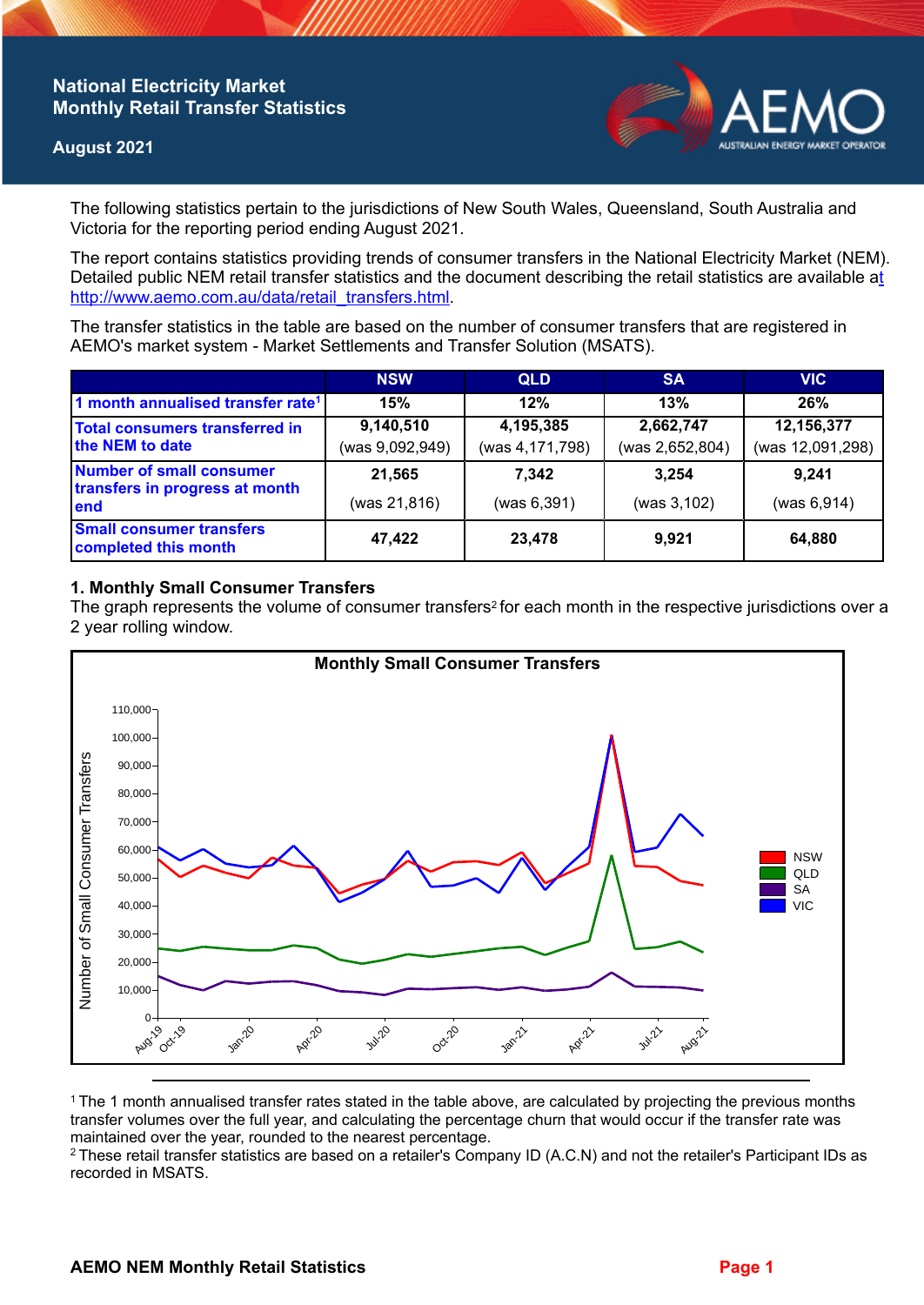# National Electricity Market Monthly Retail Transfer Statistics

**August 2021**

The following statistics pertain to the jurisdictions of New South Wales, Queensland, South Australia and Victoria for the reporting period ending August 2021.

The report contains statistics providing trends of consumer transfers in the National Electricity Market (NEM). Detailed public NEM retail transfer statistics and the document describing the retail statistics are available at http://www.aemo.com.au/data/retail_transfers.html.

The transfer statistics in the table are based on the number of consumer transfers that are registered in AEMO's market system - Market Settlements and Transfer Solution (MSATS).

| | NSW | QLD | SA | VIC |
|---|---|---|---|---|
| 1 month annualised transfer rate[1] | 15% | 12% | 13% | 26% |
| Total consumers transferred in the NEM to date | 9,140,510 (was 9,092,949) | 4,195,385 (was 4,171,798) | 2,662,747 (was 2,652,804) | 12,156,377 (was 12,091,298) |
| Number of small consumer transfers in progress at month end | 21,565 (was 21,816) | 7,342 (was 6,391) | 3,254 (was 3,102) | 9,241 (was 6,914) |
| Small consumer transfers completed this month | 47,422 | 23,478 | 9,921 | 64,880 |

## 1. Monthly Small Consumer Transfers

The graph represents the volume of consumer transfers[2] for each month in the respective jurisdictions over a 2 year rolling window.

[1] The 1 month annualised transfer rates stated in the table above, are calculated by projecting the previous months transfer volumes over the full year, and calculating the percentage churn that would occur if the transfer rate was maintained over the year, rounded to the nearest percentage.

[2] These retail transfer statistics are based on a retailer's Company ID (A.C.N) and not the retailer's Participant IDs as recorded in MSATS.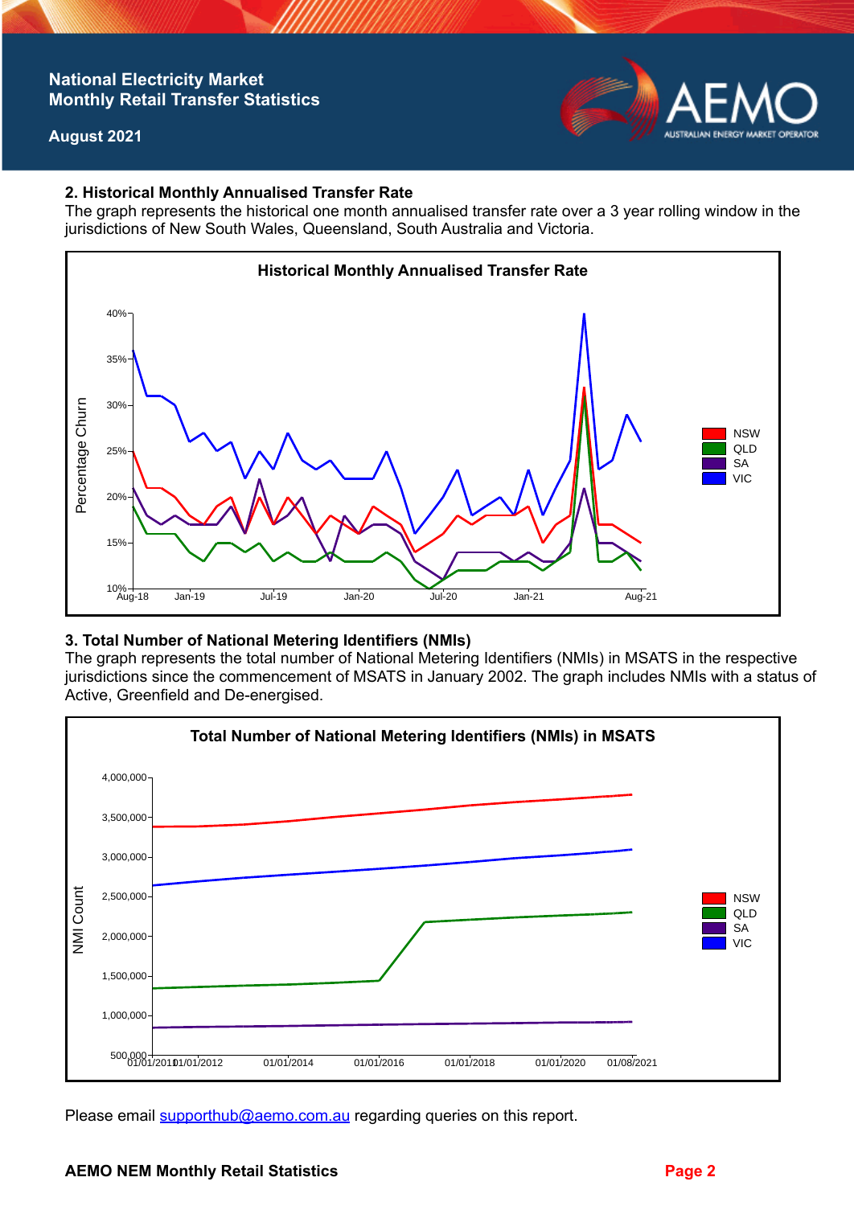National Electricity Market
Monthly Retail Transfer Statistics

August 2021

## 2. Historical Monthly Annualised Transfer Rate

The graph represents the historical one month annualised transfer rate over a 3 year rolling window in the jurisdictions of New South Wales, Queensland, South Australia and Victoria.

Historical Monthly Annualised Transfer Rate

Percentage Churn

40%
35%
30%
25%
20%
15%
10%

Aug-18
Jan-19
Jul-19
Jan-20
Jul-20
Jan-21
Aug-21

NSW
QLD
SA
VIC

## 3. Total Number of National Metering Identifiers (NMIs)

The graph represents the total number of National Metering Identifiers (NMIs) in MSATS in the respective jurisdictions since the commencement of MSATS in January 2002. The graph includes NMIs with a status of Active, Greenfield and De-energised.

Total Number of National Metering Identifiers (NMIs) in MSATS

NMI Count

4,000,000
3,500,000
3,000,000
2,500,000
2,000,000
1,500,000
1,000,000
500,000

01/01/2010
01/01/2012
01/01/2014
01/01/2016
01/01/2018
01/01/2020
01/08/2021

NSW
QLD
SA
VIC

Please email supporthub@aemo.com.au regarding queries on this report.